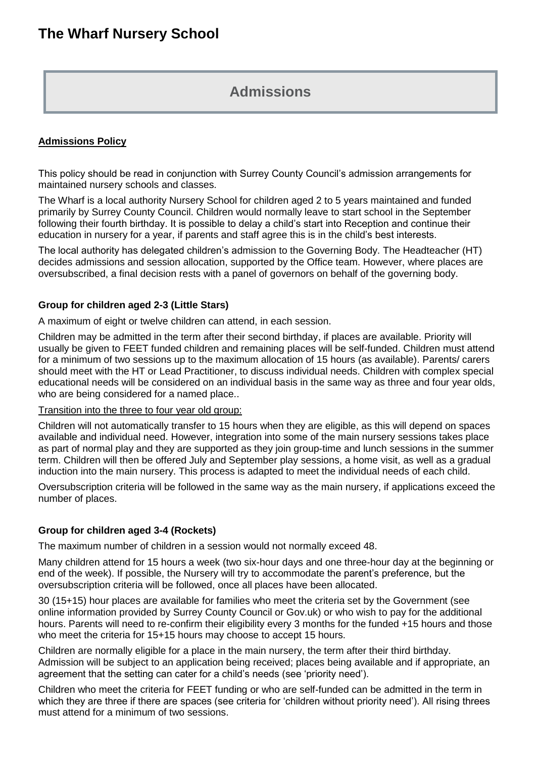# The Wharf Nursery School

## Admissions

**Admissions Policy**

This policy should be read in conjunction with Surrey County Council's admission arrangements for maintained nursery schools and classes.

The Wharf is a local authority Nursery School for children aged 2 to 5 years maintained and funded primarily by Surrey County Council. Children would normally leave to start school in the September following their fourth birthday. It is possible to delay a child's start into Reception and continue their education in nursery for a year, if parents and staff agree this is in the child's best interests.

The local authority has delegated children's admission to the Governing Body. The Headteacher (HT) decides admissions and session allocation, supported by the Office team. However, where places are oversubscribed, a final decision rests with a panel of governors on behalf of the governing body.

### Group for children aged 2-3 (Little Stars)

A maximum of eight or twelve children can attend, in each session.

Children may be admitted in the term after their second birthday, if places are available. Priority will usually be given to FEET funded children and remaining places will be self-funded. Children must attend for a minimum of two sessions up to the maximum allocation of 15 hours (as available). Parents/ carers should meet with the HT or Lead Practitioner, to discuss individual needs. Children with complex special educational needs will be considered on an individual basis in the same way as three and four year olds, who are being considered for a named place..

Transition into the three to four year old group:

Children will not automatically transfer to 15 hours when they are eligible, as this will depend on spaces available and individual need. However, integration into some of the main nursery sessions takes place as part of normal play and they are supported as they join group-time and lunch sessions in the summer term. Children will then be offered July and September play sessions, a home visit, as well as a gradual induction into the main nursery. This process is adapted to meet the individual needs of each child.

Oversubscription criteria will be followed in the same way as the main nursery, if applications exceed the number of places.

### Group for children aged 3-4 (Rockets)

The maximum number of children in a session would not normally exceed 48.

Many children attend for 15 hours a week (two six-hour days and one three-hour day at the beginning or end of the week). If possible, the Nursery will try to accommodate the parent's preference, but the oversubscription criteria will be followed, once all places have been allocated.

30 (15+15) hour places are available for families who meet the criteria set by the Government (see online information provided by Surrey County Council or Gov.uk) or who wish to pay for the additional hours. Parents will need to re-confirm their eligibility every 3 months for the funded +15 hours and those who meet the criteria for 15+15 hours may choose to accept 15 hours.

Children are normally eligible for a place in the main nursery, the term after their third birthday. Admission will be subject to an application being received; places being available and if appropriate, an agreement that the setting can cater for a child's needs (see 'priority need').

Children who meet the criteria for FEET funding or who are self-funded can be admitted in the term in which they are three if there are spaces (see criteria for 'children without priority need'). All rising threes must attend for a minimum of two sessions.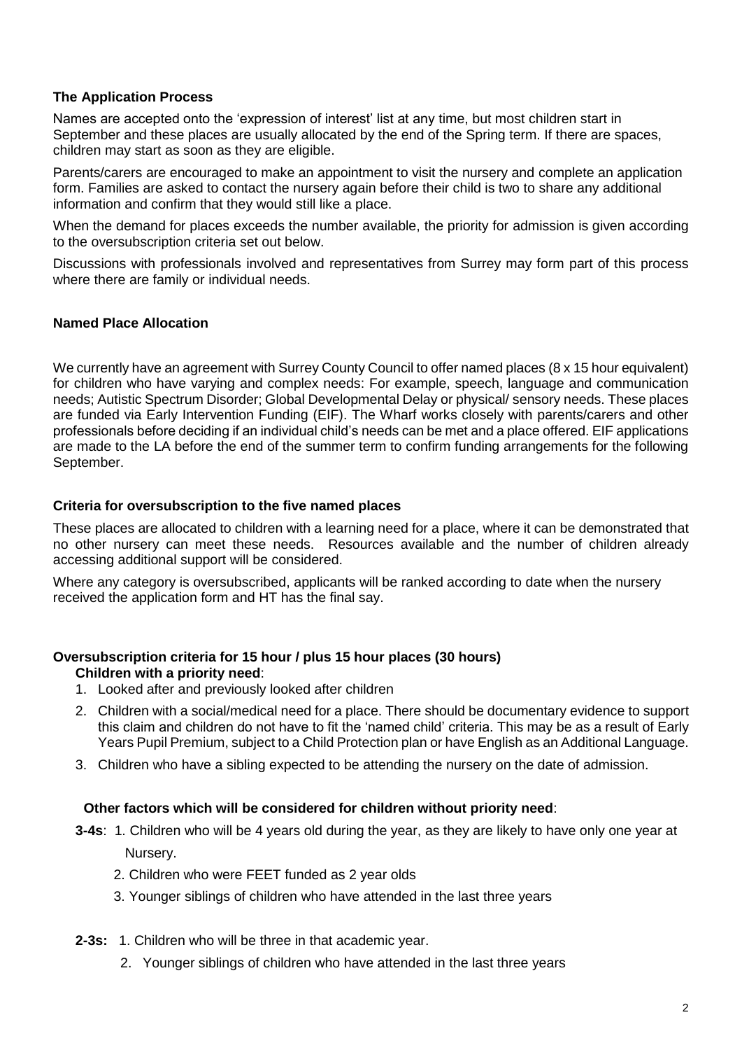### The Application Process

Names are accepted onto the 'expression of interest' list at any time, but most children start in September and these places are usually allocated by the end of the Spring term. If there are spaces, children may start as soon as they are eligible.

Parents/carers are encouraged to make an appointment to visit the nursery and complete an application form. Families are asked to contact the nursery again before their child is two to share any additional information and confirm that they would still like a place.

When the demand for places exceeds the number available, the priority for admission is given according to the oversubscription criteria set out below.

Discussions with professionals involved and representatives from Surrey may form part of this process where there are family or individual needs.

### Named Place Allocation

We currently have an agreement with Surrey County Council to offer named places (8 x 15 hour equivalent) for children who have varying and complex needs: For example, speech, language and communication needs; Autistic Spectrum Disorder; Global Developmental Delay or physical/ sensory needs. These places are funded via Early Intervention Funding (EIF). The Wharf works closely with parents/carers and other professionals before deciding if an individual child's needs can be met and a place offered. EIF applications are made to the LA before the end of the summer term to confirm funding arrangements for the following September.

### Criteria for oversubscription to the five named places

These places are allocated to children with a learning need for a place, where it can be demonstrated that no other nursery can meet these needs. Resources available and the number of children already accessing additional support will be considered.

Where any category is oversubscribed, applicants will be ranked according to date when the nursery received the application form and HT has the final say.

### Oversubscription criteria for 15 hour / plus 15 hour places (30 hours)

**Children with a priority need**:

1. Looked after and previously looked after children
2. Children with a social/medical need for a place. There should be documentary evidence to support this claim and children do not have to fit the 'named child' criteria. This may be as a result of Early Years Pupil Premium, subject to a Child Protection plan or have English as an Additional Language.
3. Children who have a sibling expected to be attending the nursery on the date of admission.

**Other factors which will be considered for children without priority need**:

**3-4s**:

1. Children who will be 4 years old during the year, as they are likely to have only one year at Nursery.
2. Children who were FEET funded as 2 year olds
3. Younger siblings of children who have attended in the last three years

**2-3s:**

1. Children who will be three in that academic year.
2. Younger siblings of children who have attended in the last three years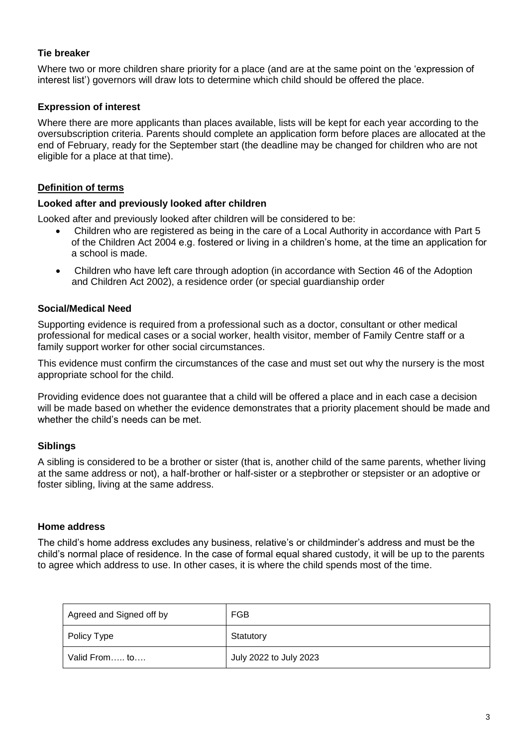### Tie breaker

Where two or more children share priority for a place (and are at the same point on the 'expression of interest list') governors will draw lots to determine which child should be offered the place.

### Expression of interest

Where there are more applicants than places available, lists will be kept for each year according to the oversubscription criteria. Parents should complete an application form before places are allocated at the end of February, ready for the September start (the deadline may be changed for children who are not eligible for a place at that time).

## Definition of terms

### Looked after and previously looked after children

Looked after and previously looked after children will be considered to be:

- Children who are registered as being in the care of a Local Authority in accordance with Part 5 of the Children Act 2004 e.g. fostered or living in a children's home, at the time an application for a school is made.
- Children who have left care through adoption (in accordance with Section 46 of the Adoption and Children Act 2002), a residence order (or special guardianship order

### Social/Medical Need

Supporting evidence is required from a professional such as a doctor, consultant or other medical professional for medical cases or a social worker, health visitor, member of Family Centre staff or a family support worker for other social circumstances.

This evidence must confirm the circumstances of the case and must set out why the nursery is the most appropriate school for the child.

Providing evidence does not guarantee that a child will be offered a place and in each case a decision will be made based on whether the evidence demonstrates that a priority placement should be made and whether the child's needs can be met.

### Siblings

A sibling is considered to be a brother or sister (that is, another child of the same parents, whether living at the same address or not), a half-brother or half-sister or a stepbrother or stepsister or an adoptive or foster sibling, living at the same address.

### Home address

The child's home address excludes any business, relative's or childminder's address and must be the child's normal place of residence. In the case of formal equal shared custody, it will be up to the parents to agree which address to use. In other cases, it is where the child spends most of the time.

| | |
|---|---|
| Agreed and Signed off by | FGB |
| Policy Type | Statutory |
| Valid From….. to…. | July 2022 to July 2023 |